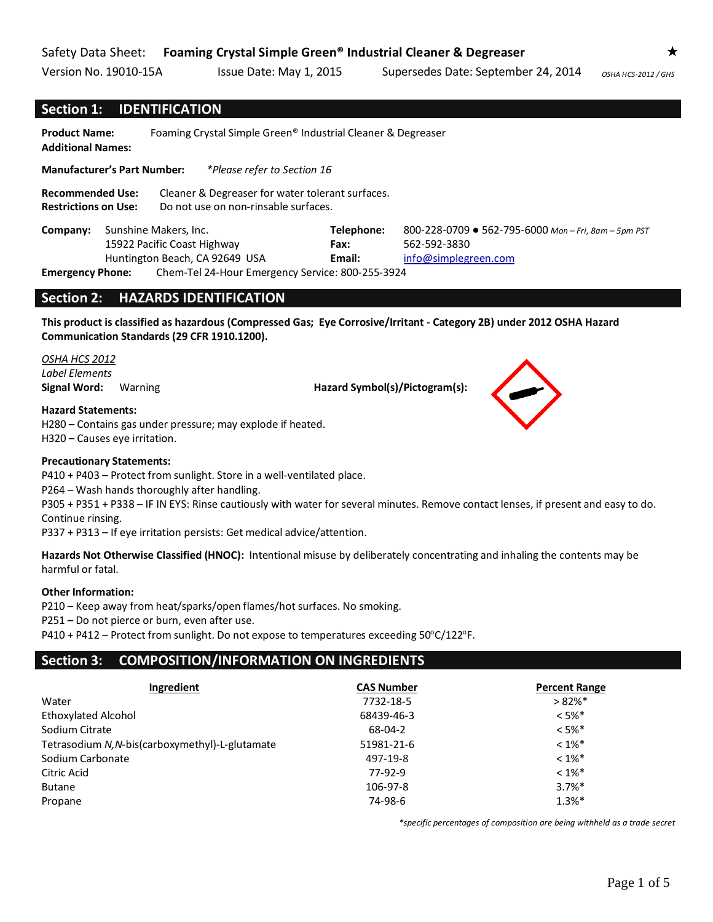Safety Data Sheet: **Foaming Crystal Simple Green® Industrial Cleaner & Degreaser** ★

Version No. 19010-15A Issue Date: May 1, 2015 Supersedes Date: September 24, 2014 *OSHA HCS-2012 / GHS*

## Section 1: IDENTIFICATION

**Product Name:** Foaming Crystal Simple Green® Industrial Cleaner & Degreaser
**Additional Names:**

**Manufacturer's Part Number:** *\*Please refer to Section 16*

**Recommended Use:** Cleaner & Degreaser for water tolerant surfaces.
**Restrictions on Use:** Do not use on non-rinsable surfaces.

**Company:** Sunshine Makers, Inc.
15922 Pacific Coast Highway
Huntington Beach, CA 92649 USA

**Telephone:** 800-228-0709 ● 562-795-6000 *Mon – Fri, 8am – 5pm PST*
**Fax:** 562-592-3830
**Email:** info@simplegreen.com

**Emergency Phone:** Chem-Tel 24-Hour Emergency Service: 800-255-3924

## Section 2: HAZARDS IDENTIFICATION

**This product is classified as hazardous (Compressed Gas; Eye Corrosive/Irritant - Category 2B) under 2012 OSHA Hazard Communication Standards (29 CFR 1910.1200).**

*OSHA HCS 2012*
*Label Elements*
**Signal Word:** Warning **Hazard Symbol(s)/Pictogram(s):**

**Hazard Statements:**
H280 – Contains gas under pressure; may explode if heated.
H320 – Causes eye irritation.

**Precautionary Statements:**
P410 + P403 – Protect from sunlight. Store in a well-ventilated place.
P264 – Wash hands thoroughly after handling.
P305 + P351 + P338 – IF IN EYS: Rinse cautiously with water for several minutes. Remove contact lenses, if present and easy to do. Continue rinsing.
P337 + P313 – If eye irritation persists: Get medical advice/attention.

**Hazards Not Otherwise Classified (HNOC):** Intentional misuse by deliberately concentrating and inhaling the contents may be harmful or fatal.

**Other Information:**
P210 – Keep away from heat/sparks/open flames/hot surfaces. No smoking.
P251 – Do not pierce or burn, even after use.
P410 + P412 – Protect from sunlight. Do not expose to temperatures exceeding 50°C/122°F.

## Section 3: COMPOSITION/INFORMATION ON INGREDIENTS

| Ingredient | CAS Number | Percent Range |
|---|---|---|
| Water | 7732-18-5 | > 82%* |
| Ethoxylated Alcohol | 68439-46-3 | < 5%* |
| Sodium Citrate | 68-04-2 | < 5%* |
| Tetrasodium *N,N*-bis(carboxymethyl)-L-glutamate | 51981-21-6 | < 1%* |
| Sodium Carbonate | 497-19-8 | < 1%* |
| Citric Acid | 77-92-9 | < 1%* |
| Butane | 106-97-8 | 3.7%* |
| Propane | 74-98-6 | 1.3%* |

*\*specific percentages of composition are being withheld as a trade secret*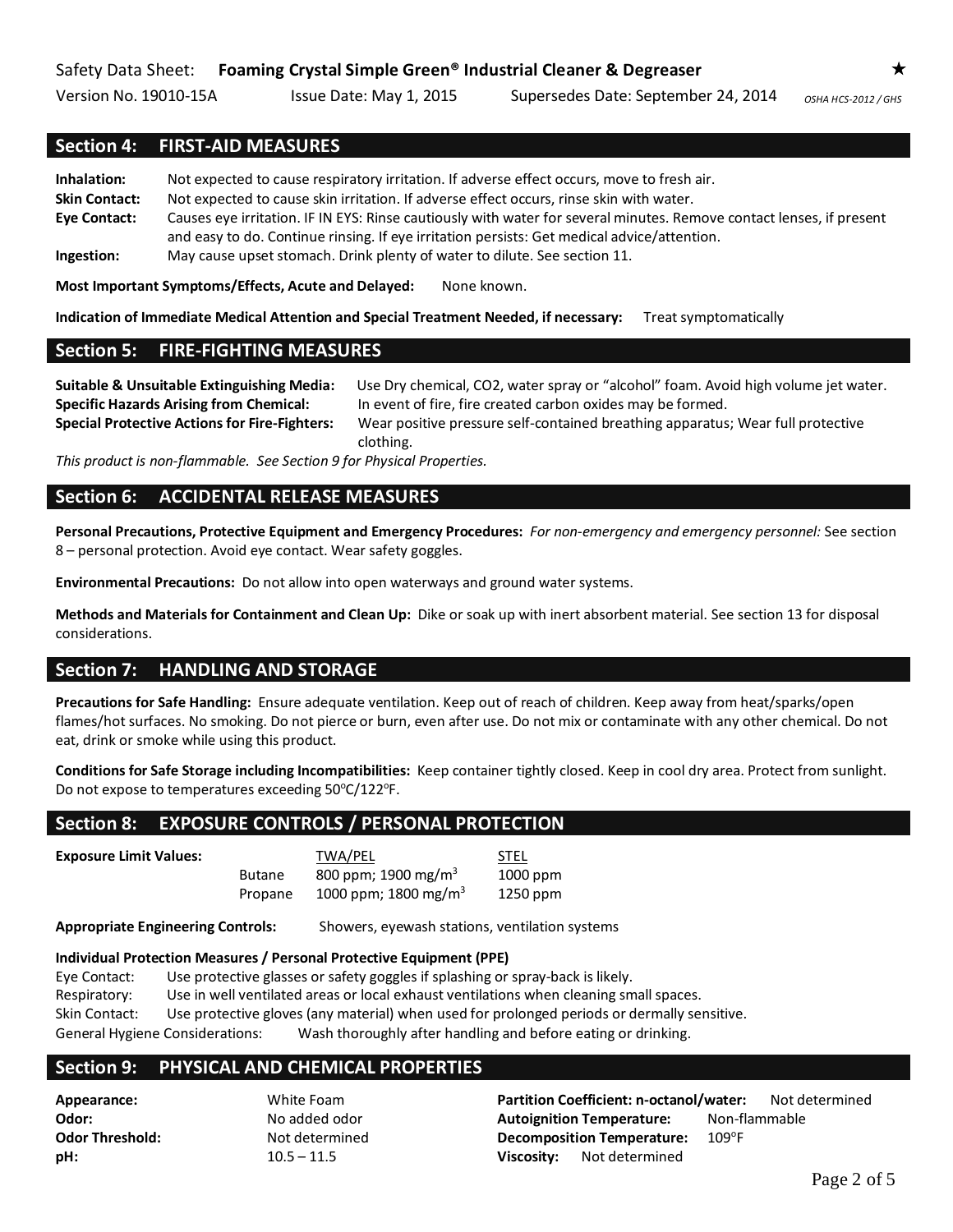## Section 4: FIRST-AID MEASURES

**Inhalation:** Not expected to cause respiratory irritation. If adverse effect occurs, move to fresh air.

**Skin Contact:** Not expected to cause skin irritation. If adverse effect occurs, rinse skin with water.

**Eye Contact:** Causes eye irritation. IF IN EYS: Rinse cautiously with water for several minutes. Remove contact lenses, if present and easy to do. Continue rinsing. If eye irritation persists: Get medical advice/attention.

**Ingestion:** May cause upset stomach. Drink plenty of water to dilute. See section 11.

**Most Important Symptoms/Effects, Acute and Delayed:** None known.

**Indication of Immediate Medical Attention and Special Treatment Needed, if necessary:** Treat symptomatically

## Section 5: FIRE-FIGHTING MEASURES

**Suitable & Unsuitable Extinguishing Media:** Use Dry chemical, CO2, water spray or “alcohol” foam. Avoid high volume jet water.

**Specific Hazards Arising from Chemical:** In event of fire, fire created carbon oxides may be formed.

**Special Protective Actions for Fire-Fighters:** Wear positive pressure self-contained breathing apparatus; Wear full protective clothing.

*This product is non-flammable. See Section 9 for Physical Properties.*

## Section 6: ACCIDENTAL RELEASE MEASURES

**Personal Precautions, Protective Equipment and Emergency Procedures:** *For non-emergency and emergency personnel:* See section 8 – personal protection. Avoid eye contact. Wear safety goggles.

**Environmental Precautions:** Do not allow into open waterways and ground water systems.

**Methods and Materials for Containment and Clean Up:** Dike or soak up with inert absorbent material. See section 13 for disposal considerations.

## Section 7: HANDLING AND STORAGE

**Precautions for Safe Handling:** Ensure adequate ventilation. Keep out of reach of children. Keep away from heat/sparks/open flames/hot surfaces. No smoking. Do not pierce or burn, even after use. Do not mix or contaminate with any other chemical. Do not eat, drink or smoke while using this product.

**Conditions for Safe Storage including Incompatibilities:** Keep container tightly closed. Keep in cool dry area. Protect from sunlight. Do not expose to temperatures exceeding 50°C/122°F.

## Section 8: EXPOSURE CONTROLS / PERSONAL PROTECTION

**Exposure Limit Values:**

| | TWA/PEL | STEL |
|---|---|---|
| Butane | 800 ppm; 1900 mg/m$^3$ | 1000 ppm |
| Propane | 1000 ppm; 1800 mg/m$^3$ | 1250 ppm |

**Appropriate Engineering Controls:** Showers, eyewash stations, ventilation systems

**Individual Protection Measures / Personal Protective Equipment (PPE)**

Eye Contact: Use protective glasses or safety goggles if splashing or spray-back is likely.

Respiratory: Use in well ventilated areas or local exhaust ventilations when cleaning small spaces.

Skin Contact: Use protective gloves (any material) when used for prolonged periods or dermally sensitive.

General Hygiene Considerations: Wash thoroughly after handling and before eating or drinking.

## Section 9: PHYSICAL AND CHEMICAL PROPERTIES

**Appearance:** White Foam

**Odor:** No added odor

**Odor Threshold:** Not determined

**pH:** 10.5 – 11.5

**Partition Coefficient: n-octanol/water:** Not determined

**Autoignition Temperature:** Non-flammable

**Decomposition Temperature:** 109°F

**Viscosity:** Not determined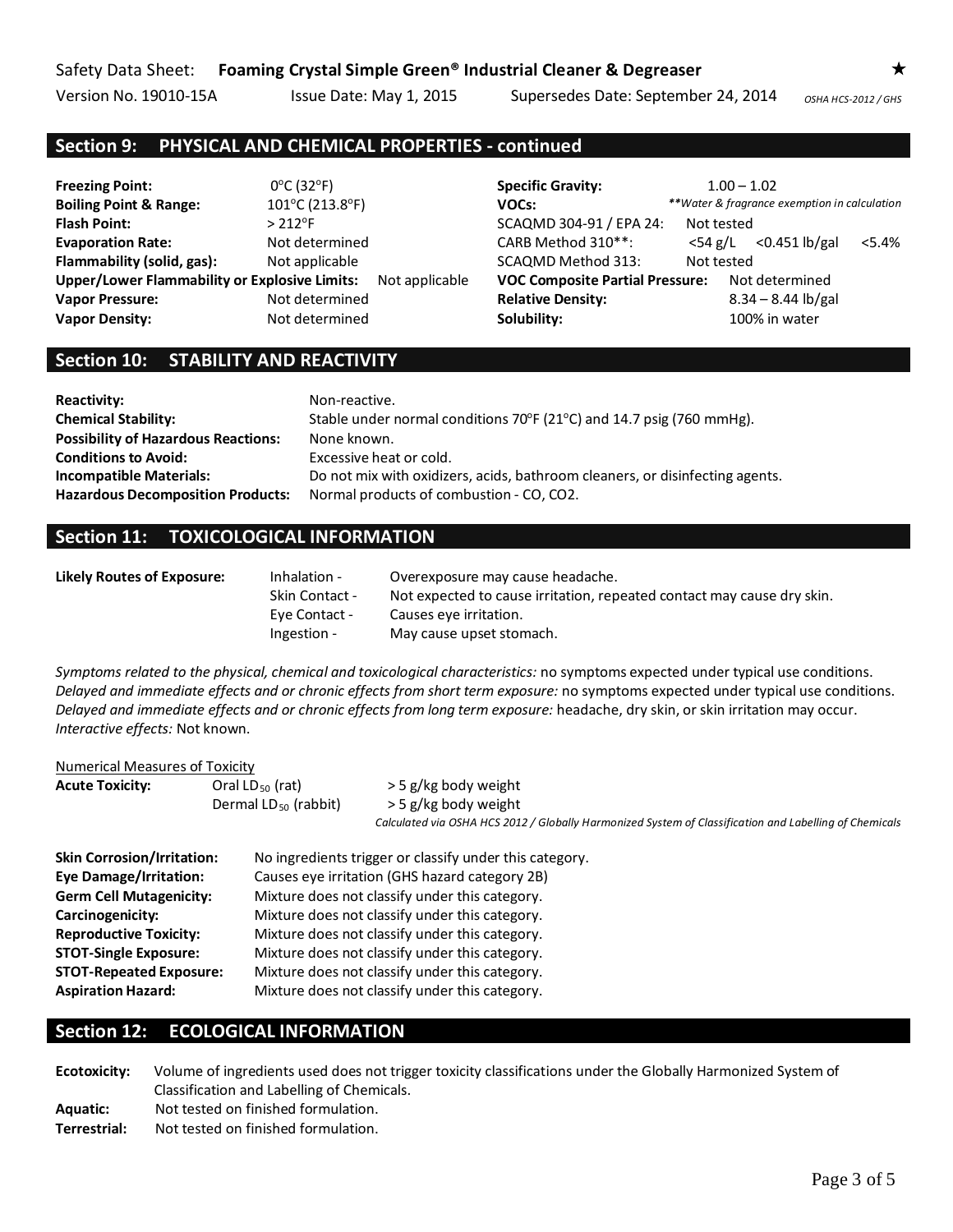## Section 9: PHYSICAL AND CHEMICAL PROPERTIES - continued

| | | | |
|---|---|---|---|
| **Freezing Point:** | 0°C (32°F) | **Specific Gravity:** | 1.00 – 1.02 |
| **Boiling Point & Range:** | 101°C (213.8°F) | **VOCs:** | *\*\*Water & fragrance exemption in calculation* |
| **Flash Point:** | > 212°F | SCAQMD 304-91 / EPA 24: | Not tested |
| **Evaporation Rate:** | Not determined | CARB Method 310\*\*: | <54 g/L <0.451 lb/gal <5.4% |
| **Flammability (solid, gas):** | Not applicable | SCAQMD Method 313: | Not tested |
| **Upper/Lower Flammability or Explosive Limits:** | Not applicable | **VOC Composite Partial Pressure:** | Not determined |
| **Vapor Pressure:** | Not determined | **Relative Density:** | 8.34 – 8.44 lb/gal |
| **Vapor Density:** | Not determined | **Solubility:** | 100% in water |

## Section 10: STABILITY AND REACTIVITY

**Reactivity:** Non-reactive.
**Chemical Stability:** Stable under normal conditions 70°F (21°C) and 14.7 psig (760 mmHg).
**Possibility of Hazardous Reactions:** None known.
**Conditions to Avoid:** Excessive heat or cold.
**Incompatible Materials:** Do not mix with oxidizers, acids, bathroom cleaners, or disinfecting agents.
**Hazardous Decomposition Products:** Normal products of combustion - CO, CO2.

## Section 11: TOXICOLOGICAL INFORMATION

**Likely Routes of Exposure:**
- Inhalation - Overexposure may cause headache.
- Skin Contact - Not expected to cause irritation, repeated contact may cause dry skin.
- Eye Contact - Causes eye irritation.
- Ingestion - May cause upset stomach.

*Symptoms related to the physical, chemical and toxicological characteristics:* no symptoms expected under typical use conditions.
*Delayed and immediate effects and or chronic effects from short term exposure:* no symptoms expected under typical use conditions.
*Delayed and immediate effects and or chronic effects from long term exposure:* headache, dry skin, or skin irritation may occur.
*Interactive effects:* Not known.

Numerical Measures of Toxicity

**Acute Toxicity:**
- Oral $LD_{50}$ (rat) > 5 g/kg body weight
- Dermal $LD_{50}$ (rabbit) > 5 g/kg body weight

*Calculated via OSHA HCS 2012 / Globally Harmonized System of Classification and Labelling of Chemicals*

**Skin Corrosion/Irritation:** No ingredients trigger or classify under this category.
**Eye Damage/Irritation:** Causes eye irritation (GHS hazard category 2B)
**Germ Cell Mutagenicity:** Mixture does not classify under this category.
**Carcinogenicity:** Mixture does not classify under this category.
**Reproductive Toxicity:** Mixture does not classify under this category.
**STOT-Single Exposure:** Mixture does not classify under this category.
**STOT-Repeated Exposure:** Mixture does not classify under this category.
**Aspiration Hazard:** Mixture does not classify under this category.

## Section 12: ECOLOGICAL INFORMATION

**Ecotoxicity:** Volume of ingredients used does not trigger toxicity classifications under the Globally Harmonized System of Classification and Labelling of Chemicals.
**Aquatic:** Not tested on finished formulation.
**Terrestrial:** Not tested on finished formulation.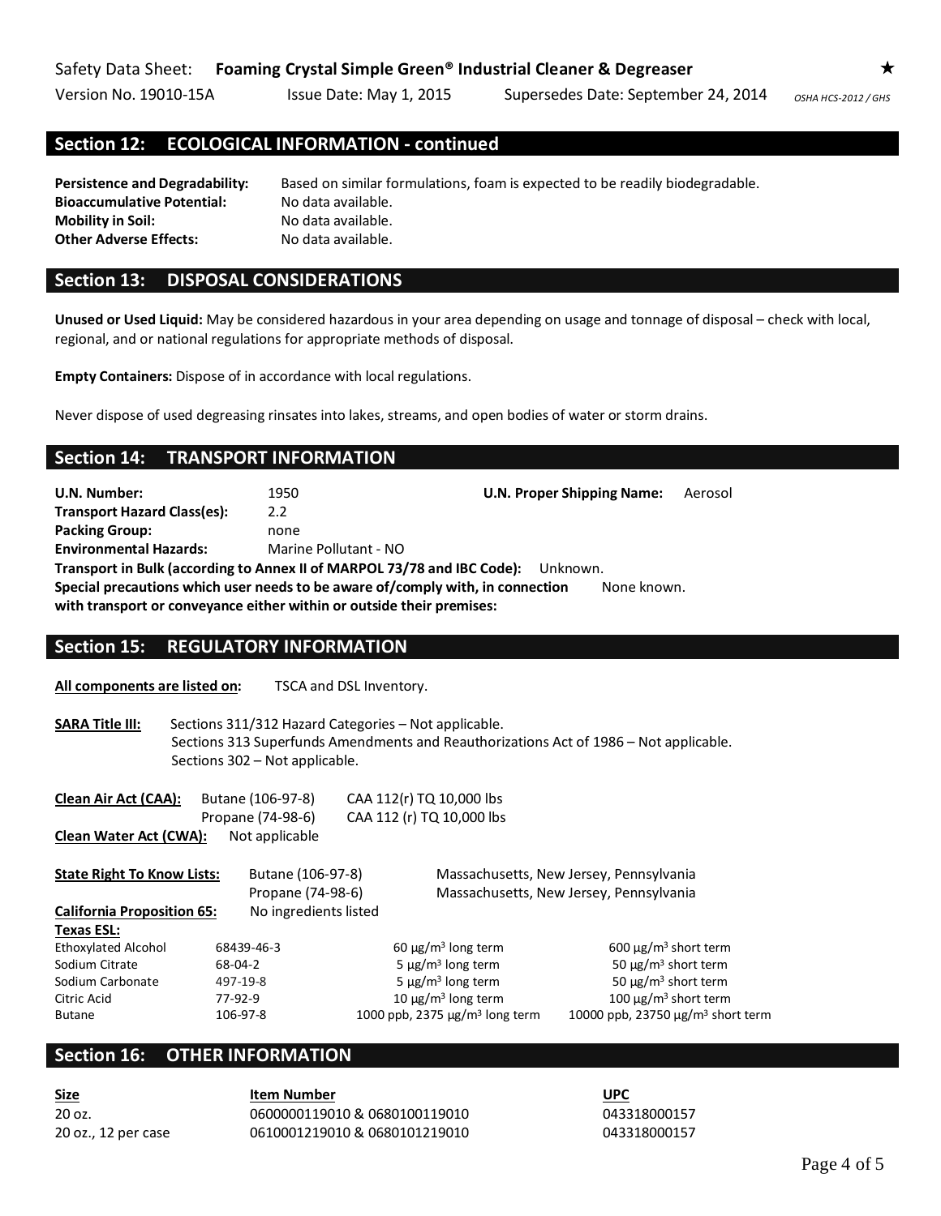## Section 12: ECOLOGICAL INFORMATION - continued

**Persistence and Degradability:** Based on similar formulations, foam is expected to be readily biodegradable.
**Bioaccumulative Potential:** No data available.
**Mobility in Soil:** No data available.
**Other Adverse Effects:** No data available.

## Section 13: DISPOSAL CONSIDERATIONS

**Unused or Used Liquid:** May be considered hazardous in your area depending on usage and tonnage of disposal – check with local, regional, and or national regulations for appropriate methods of disposal.

**Empty Containers:** Dispose of in accordance with local regulations.

Never dispose of used degreasing rinsates into lakes, streams, and open bodies of water or storm drains.

## Section 14: TRANSPORT INFORMATION

**U.N. Number:** 1950 **U.N. Proper Shipping Name:** Aerosol
**Transport Hazard Class(es):** 2.2
**Packing Group:** none
**Environmental Hazards:** Marine Pollutant - NO
**Transport in Bulk (according to Annex II of MARPOL 73/78 and IBC Code):** Unknown.
**Special precautions which user needs to be aware of/comply with, in connection with transport or conveyance either within or outside their premises:** None known.

## Section 15: REGULATORY INFORMATION

**All components are listed on:** TSCA and DSL Inventory.

**SARA Title III:** Sections 311/312 Hazard Categories – Not applicable.
Sections 313 Superfunds Amendments and Reauthorizations Act of 1986 – Not applicable.
Sections 302 – Not applicable.

**Clean Air Act (CAA):** Butane (106-97-8) CAA 112(r) TQ 10,000 lbs
Propane (74-98-6) CAA 112 (r) TQ 10,000 lbs
**Clean Water Act (CWA):** Not applicable

**State Right To Know Lists:** Butane (106-97-8) Massachusetts, New Jersey, Pennsylvania
Propane (74-98-6) Massachusetts, New Jersey, Pennsylvania
**California Proposition 65:** No ingredients listed
**Texas ESL:**

| | | | |
|---|---|---|---|
| Ethoxylated Alcohol | 68439-46-3 | 60 µg/m³ long term | 600 µg/m³ short term |
| Sodium Citrate | 68-04-2 | 5 µg/m³ long term | 50 µg/m³ short term |
| Sodium Carbonate | 497-19-8 | 5 µg/m³ long term | 50 µg/m³ short term |
| Citric Acid | 77-92-9 | 10 µg/m³ long term | 100 µg/m³ short term |
| Butane | 106-97-8 | 1000 ppb, 2375 µg/m³ long term | 10000 ppb, 23750 µg/m³ short term |

## Section 16: OTHER INFORMATION

| Size | Item Number | UPC |
|---|---|---|
| 20 oz. | 0600000119010 & 0680100119010 | 043318000157 |
| 20 oz., 12 per case | 0610001219010 & 0680101219010 | 043318000157 |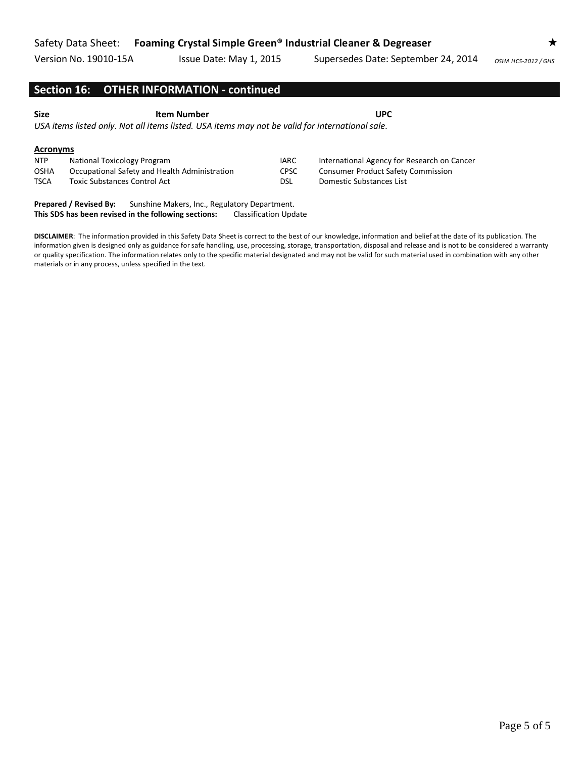## Section 16: OTHER INFORMATION - continued

| Size | Item Number | UPC |
|---|---|---|

*USA items listed only. Not all items listed. USA items may not be valid for international sale.*

**Acronyms**

| | | | |
|---|---|---|---|
| NTP | National Toxicology Program | IARC | International Agency for Research on Cancer |
| OSHA | Occupational Safety and Health Administration | CPSC | Consumer Product Safety Commission |
| TSCA | Toxic Substances Control Act | DSL | Domestic Substances List |

**Prepared / Revised By:** Sunshine Makers, Inc., Regulatory Department.
**This SDS has been revised in the following sections:** Classification Update

**DISCLAIMER**: The information provided in this Safety Data Sheet is correct to the best of our knowledge, information and belief at the date of its publication. The information given is designed only as guidance for safe handling, use, processing, storage, transportation, disposal and release and is not to be considered a warranty or quality specification. The information relates only to the specific material designated and may not be valid for such material used in combination with any other materials or in any process, unless specified in the text.